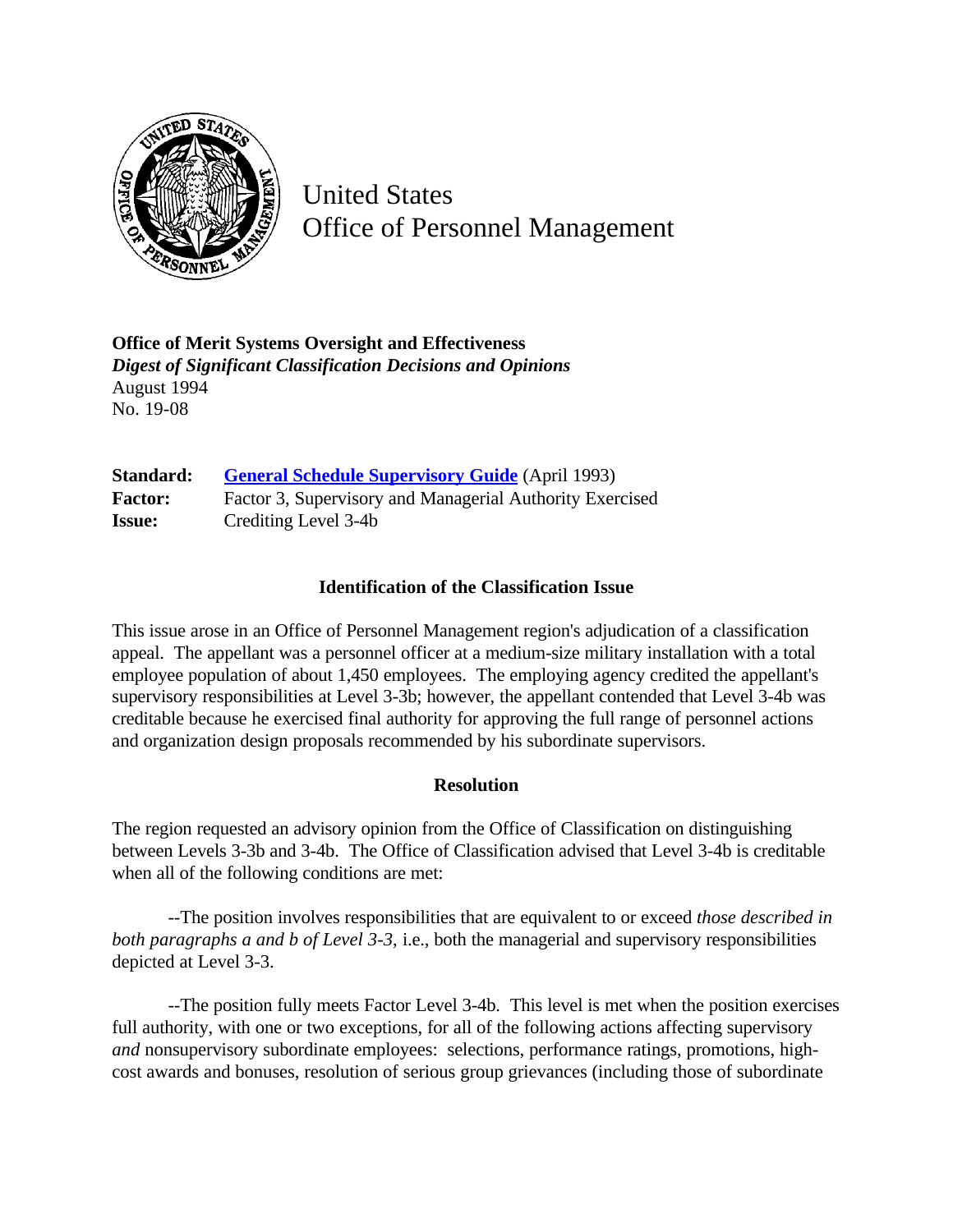United States
Office of Personnel Management

**Office of Merit Systems Oversight and Effectiveness**
***Digest of Significant Classification Decisions and Opinions***
August 1994
No. 19-08

**Standard:** [General Schedule Supervisory Guide](#) (April 1993)
**Factor:** Factor 3, Supervisory and Managerial Authority Exercised
**Issue:** Crediting Level 3-4b

### Identification of the Classification Issue

This issue arose in an Office of Personnel Management region's adjudication of a classification appeal. The appellant was a personnel officer at a medium-size military installation with a total employee population of about 1,450 employees. The employing agency credited the appellant's supervisory responsibilities at Level 3-3b; however, the appellant contended that Level 3-4b was creditable because he exercised final authority for approving the full range of personnel actions and organization design proposals recommended by his subordinate supervisors.

### Resolution

The region requested an advisory opinion from the Office of Classification on distinguishing between Levels 3-3b and 3-4b. The Office of Classification advised that Level 3-4b is creditable when all of the following conditions are met:

--The position involves responsibilities that are equivalent to or exceed *those described in both paragraphs a and b of Level 3-3*, i.e., both the managerial and supervisory responsibilities depicted at Level 3-3.

--The position fully meets Factor Level 3-4b. This level is met when the position exercises full authority, with one or two exceptions, for all of the following actions affecting supervisory *and* nonsupervisory subordinate employees: selections, performance ratings, promotions, high-cost awards and bonuses, resolution of serious group grievances (including those of subordinate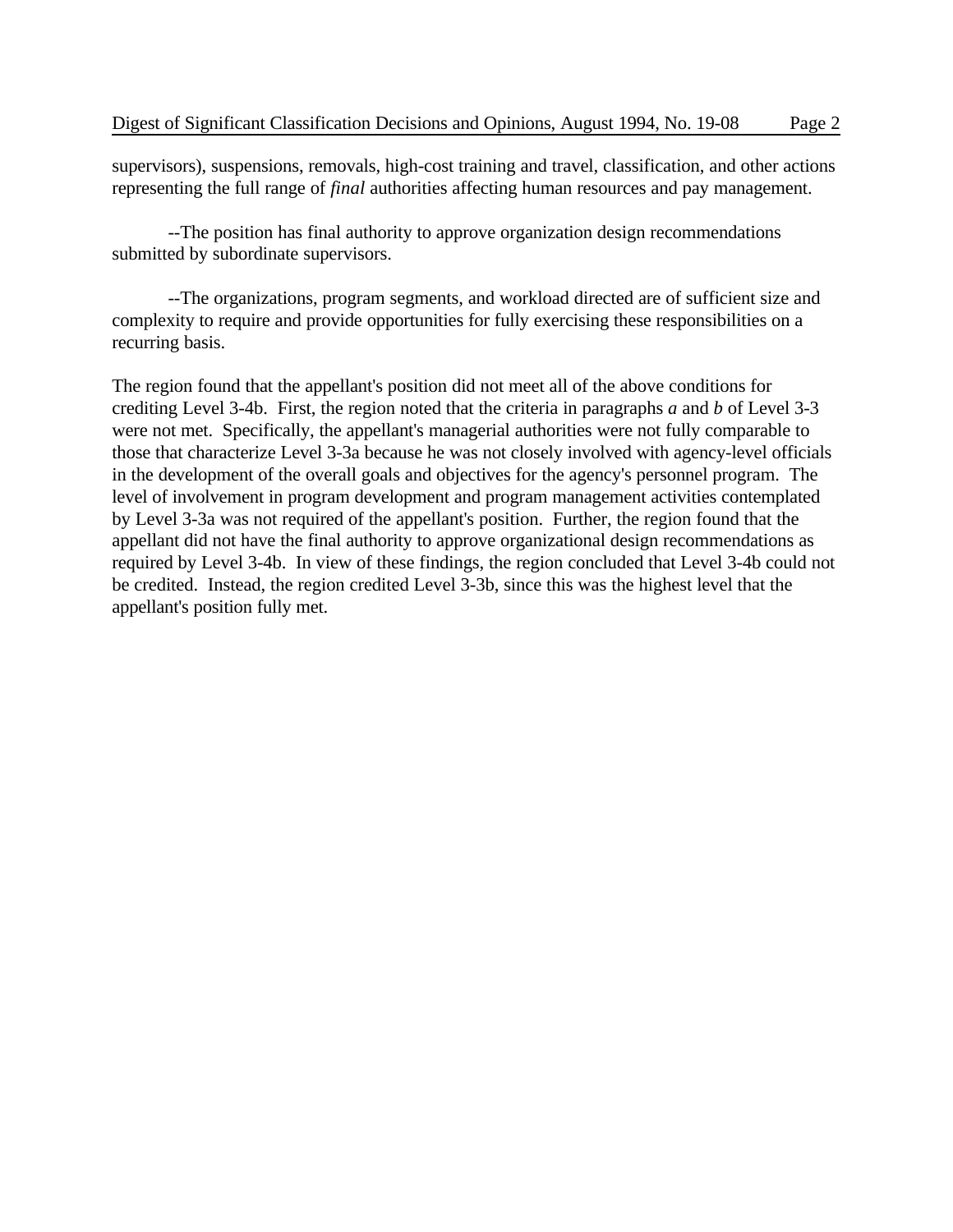supervisors), suspensions, removals, high-cost training and travel, classification, and other actions representing the full range of *final* authorities affecting human resources and pay management.

--The position has final authority to approve organization design recommendations submitted by subordinate supervisors.

--The organizations, program segments, and workload directed are of sufficient size and complexity to require and provide opportunities for fully exercising these responsibilities on a recurring basis.

The region found that the appellant's position did not meet all of the above conditions for crediting Level 3-4b. First, the region noted that the criteria in paragraphs *a* and *b* of Level 3-3 were not met. Specifically, the appellant's managerial authorities were not fully comparable to those that characterize Level 3-3a because he was not closely involved with agency-level officials in the development of the overall goals and objectives for the agency's personnel program. The level of involvement in program development and program management activities contemplated by Level 3-3a was not required of the appellant's position. Further, the region found that the appellant did not have the final authority to approve organizational design recommendations as required by Level 3-4b. In view of these findings, the region concluded that Level 3-4b could not be credited. Instead, the region credited Level 3-3b, since this was the highest level that the appellant's position fully met.